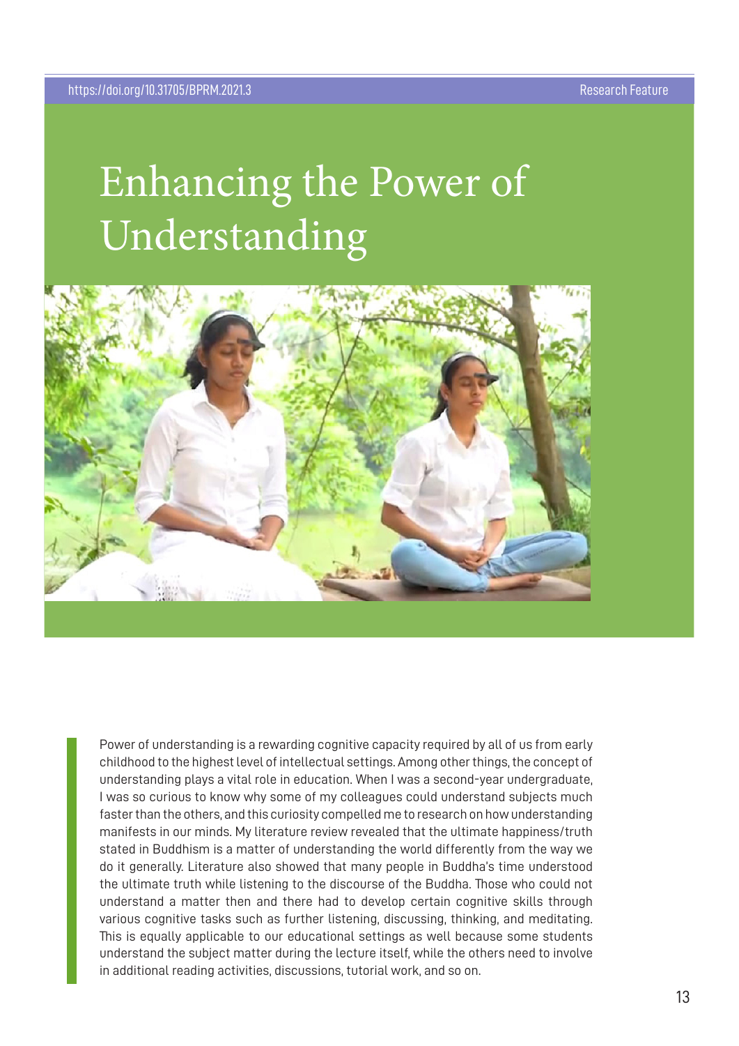https://doi.org/10.31705/BPRM.2021.3

Research Feature

# Enhancing the Power of Understanding

Power of understanding is a rewarding cognitive capacity required by all of us from early childhood to the highest level of intellectual settings. Among other things, the concept of understanding plays a vital role in education. When I was a second-year undergraduate, I was so curious to know why some of my colleagues could understand subjects much faster than the others, and this curiosity compelled me to research on how understanding manifests in our minds. My literature review revealed that the ultimate happiness/truth stated in Buddhism is a matter of understanding the world differently from the way we do it generally. Literature also showed that many people in Buddha's time understood the ultimate truth while listening to the discourse of the Buddha. Those who could not understand a matter then and there had to develop certain cognitive skills through various cognitive tasks such as further listening, discussing, thinking, and meditating. This is equally applicable to our educational settings as well because some students understand the subject matter during the lecture itself, while the others need to involve in additional reading activities, discussions, tutorial work, and so on.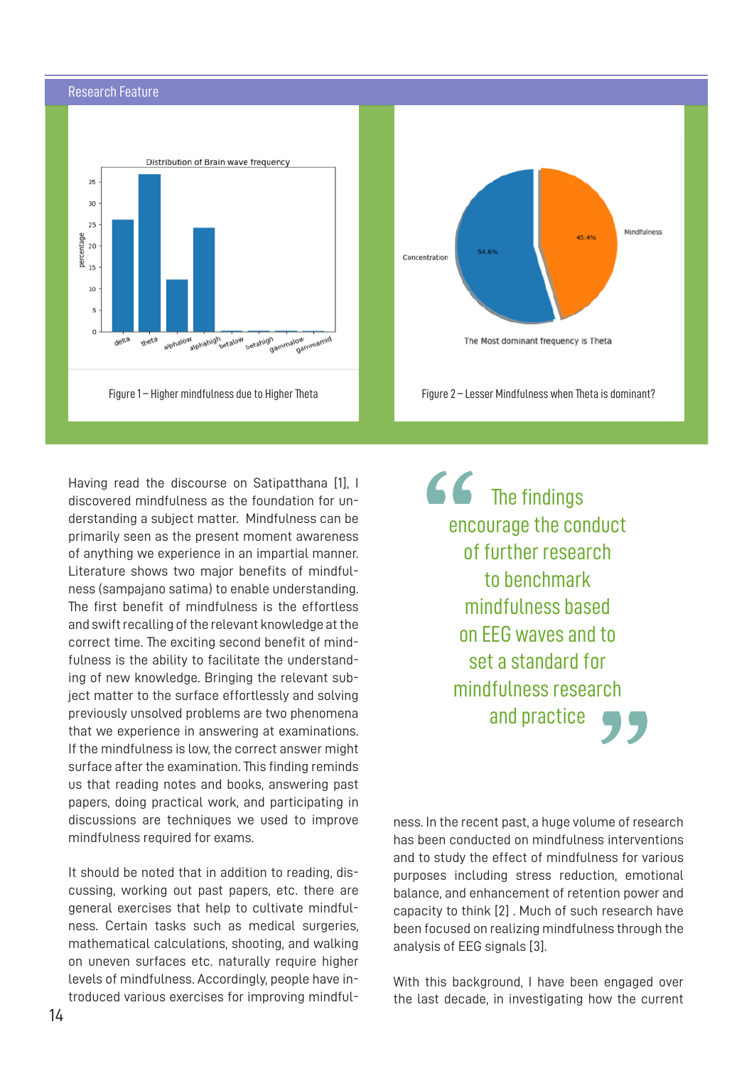Research Feature

Figure 1 – Higher mindfulness due to Higher Theta

Figure 2 – Lesser Mindfulness when Theta is dominant?

Having read the discourse on Satipatthana [1], I discovered mindfulness as the foundation for understanding a subject matter. Mindfulness can be primarily seen as the present moment awareness of anything we experience in an impartial manner. Literature shows two major benefits of mindfulness (sampajano satima) to enable understanding. The first benefit of mindfulness is the effortless and swift recalling of the relevant knowledge at the correct time. The exciting second benefit of mindfulness is the ability to facilitate the understanding of new knowledge. Bringing the relevant subject matter to the surface effortlessly and solving previously unsolved problems are two phenomena that we experience in answering at examinations. If the mindfulness is low, the correct answer might surface after the examination. This finding reminds us that reading notes and books, answering past papers, doing practical work, and participating in discussions are techniques we used to improve mindfulness required for exams.

It should be noted that in addition to reading, discussing, working out past papers, etc. there are general exercises that help to cultivate mindfulness. Certain tasks such as medical surgeries, mathematical calculations, shooting, and walking on uneven surfaces etc. naturally require higher levels of mindfulness. Accordingly, people have introduced various exercises for improving mindfulness. In the recent past, a huge volume of research has been conducted on mindfulness interventions and to study the effect of mindfulness for various purposes including stress reduction, emotional balance, and enhancement of retention power and capacity to think [2] . Much of such research have been focused on realizing mindfulness through the analysis of EEG signals [3].

> The findings encourage the conduct of further research to benchmark mindfulness based on EEG waves and to set a standard for mindfulness research and practice

With this background, I have been engaged over the last decade, in investigating how the current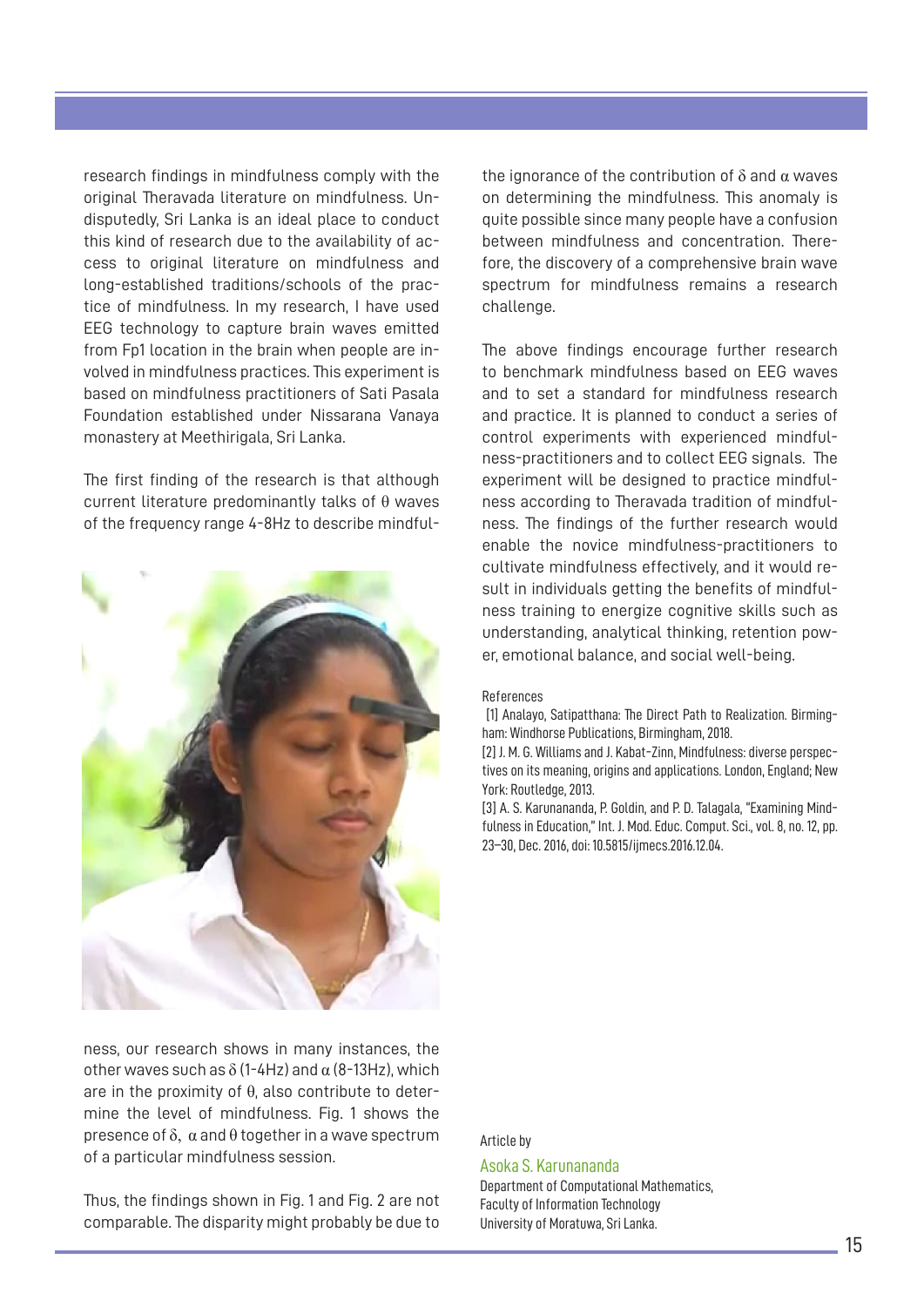research findings in mindfulness comply with the original Theravada literature on mindfulness. Undisputedly, Sri Lanka is an ideal place to conduct this kind of research due to the availability of access to original literature on mindfulness and long-established traditions/schools of the practice of mindfulness. In my research, I have used EEG technology to capture brain waves emitted from Fp1 location in the brain when people are involved in mindfulness practices. This experiment is based on mindfulness practitioners of Sati Pasala Foundation established under Nissarana Vanaya monastery at Meethirigala, Sri Lanka.

The first finding of the research is that although current literature predominantly talks of $\theta$ waves of the frequency range 4-8Hz to describe mindfulness, our research shows in many instances, the other waves such as $\delta$ (1-4Hz) and $\alpha$ (8-13Hz), which are in the proximity of $\theta$, also contribute to determine the level of mindfulness. Fig. 1 shows the presence of $\delta$, $\alpha$ and $\theta$ together in a wave spectrum of a particular mindfulness session.

Thus, the findings shown in Fig. 1 and Fig. 2 are not comparable. The disparity might probably be due to the ignorance of the contribution of $\delta$ and $\alpha$ waves on determining the mindfulness. This anomaly is quite possible since many people have a confusion between mindfulness and concentration. Therefore, the discovery of a comprehensive brain wave spectrum for mindfulness remains a research challenge.

The above findings encourage further research to benchmark mindfulness based on EEG waves and to set a standard for mindfulness research and practice. It is planned to conduct a series of control experiments with experienced mindfulness-practitioners and to collect EEG signals. The experiment will be designed to practice mindfulness according to Theravada tradition of mindfulness. The findings of the further research would enable the novice mindfulness-practitioners to cultivate mindfulness effectively, and it would result in individuals getting the benefits of mindfulness training to energize cognitive skills such as understanding, analytical thinking, retention power, emotional balance, and social well-being.

References

[1] Analayo, Satipatthana: The Direct Path to Realization. Birmingham: Windhorse Publications, Birmingham, 2018.

[2] J. M. G. Williams and J. Kabat-Zinn, Mindfulness: diverse perspectives on its meaning, origins and applications. London, England; New York: Routledge, 2013.

[3] A. S. Karunananda, P. Goldin, and P. D. Talagala, "Examining Mindfulness in Education," Int. J. Mod. Educ. Comput. Sci., vol. 8, no. 12, pp. 23–30, Dec. 2016, doi: 10.5815/ijmecs.2016.12.04.

Article by

Asoka S. Karunananda

Department of Computational Mathematics,
Faculty of Information Technology
University of Moratuwa, Sri Lanka.